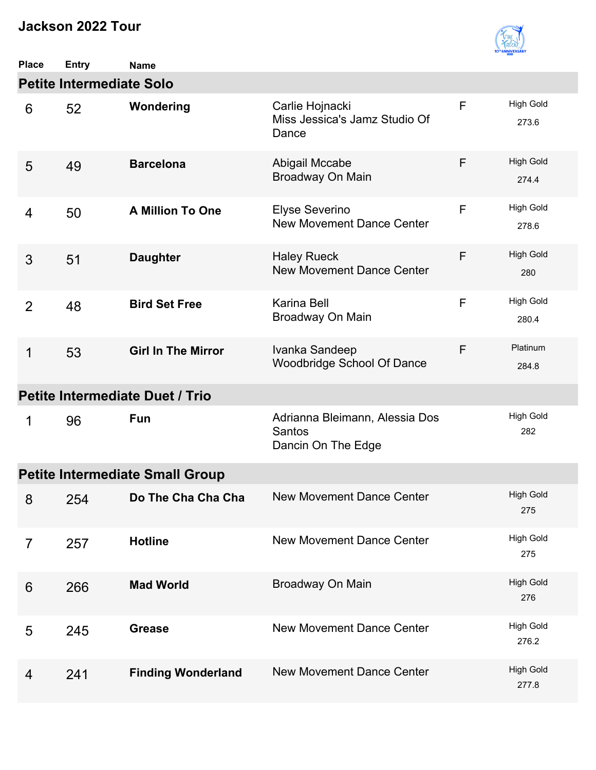# Jackson 2022 Tour

## Petite Intermediate Solo

| Place | Entry | Name | | | |
|---|---|---|---|---|---|
| 6 | 52 | **Wondering** | Carlie Hojnacki<br>Miss Jessica's Jamz Studio Of Dance | F | High Gold<br>273.6 |
| 5 | 49 | **Barcelona** | Abigail Mccabe<br>Broadway On Main | F | High Gold<br>274.4 |
| 4 | 50 | **A Million To One** | Elyse Severino<br>New Movement Dance Center | F | High Gold<br>278.6 |
| 3 | 51 | **Daughter** | Haley Rueck<br>New Movement Dance Center | F | High Gold<br>280 |
| 2 | 48 | **Bird Set Free** | Karina Bell<br>Broadway On Main | F | High Gold<br>280.4 |
| 1 | 53 | **Girl In The Mirror** | Ivanka Sandeep<br>Woodbridge School Of Dance | F | Platinum<br>284.8 |

## Petite Intermediate Duet / Trio

| Place | Entry | Name | | | |
|---|---|---|---|---|---|
| 1 | 96 | **Fun** | Adrianna Bleimann, Alessia Dos Santos<br>Dancin On The Edge | | High Gold<br>282 |

## Petite Intermediate Small Group

| Place | Entry | Name | | | |
|---|---|---|---|---|---|
| 8 | 254 | **Do The Cha Cha Cha** | New Movement Dance Center | | High Gold<br>275 |
| 7 | 257 | **Hotline** | New Movement Dance Center | | High Gold<br>275 |
| 6 | 266 | **Mad World** | Broadway On Main | | High Gold<br>276 |
| 5 | 245 | **Grease** | New Movement Dance Center | | High Gold<br>276.2 |
| 4 | 241 | **Finding Wonderland** | New Movement Dance Center | | High Gold<br>277.8 |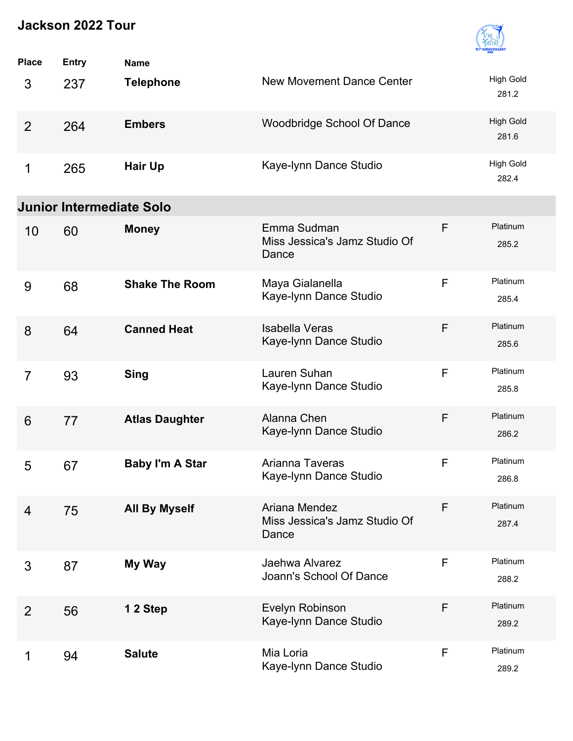## Jackson 2022 Tour

| Place | Entry | Name | | | |
|---|---|---|---|---|---|
| 3 | 237 | **Telephone** | New Movement Dance Center | | High Gold 281.2 |
| 2 | 264 | **Embers** | Woodbridge School Of Dance | | High Gold 281.6 |
| 1 | 265 | **Hair Up** | Kaye-lynn Dance Studio | | High Gold 282.4 |

### Junior Intermediate Solo

| Place | Entry | Name | | | |
|---|---|---|---|---|---|
| 10 | 60 | **Money** | Emma Sudman<br>Miss Jessica's Jamz Studio Of Dance | F | Platinum 285.2 |
| 9 | 68 | **Shake The Room** | Maya Gialanella<br>Kaye-lynn Dance Studio | F | Platinum 285.4 |
| 8 | 64 | **Canned Heat** | Isabella Veras<br>Kaye-lynn Dance Studio | F | Platinum 285.6 |
| 7 | 93 | **Sing** | Lauren Suhan<br>Kaye-lynn Dance Studio | F | Platinum 285.8 |
| 6 | 77 | **Atlas Daughter** | Alanna Chen<br>Kaye-lynn Dance Studio | F | Platinum 286.2 |
| 5 | 67 | **Baby I'm A Star** | Arianna Taveras<br>Kaye-lynn Dance Studio | F | Platinum 286.8 |
| 4 | 75 | **All By Myself** | Ariana Mendez<br>Miss Jessica's Jamz Studio Of Dance | F | Platinum 287.4 |
| 3 | 87 | **My Way** | Jaehwa Alvarez<br>Joann's School Of Dance | F | Platinum 288.2 |
| 2 | 56 | **1 2 Step** | Evelyn Robinson<br>Kaye-lynn Dance Studio | F | Platinum 289.2 |
| 1 | 94 | **Salute** | Mia Loria<br>Kaye-lynn Dance Studio | F | Platinum 289.2 |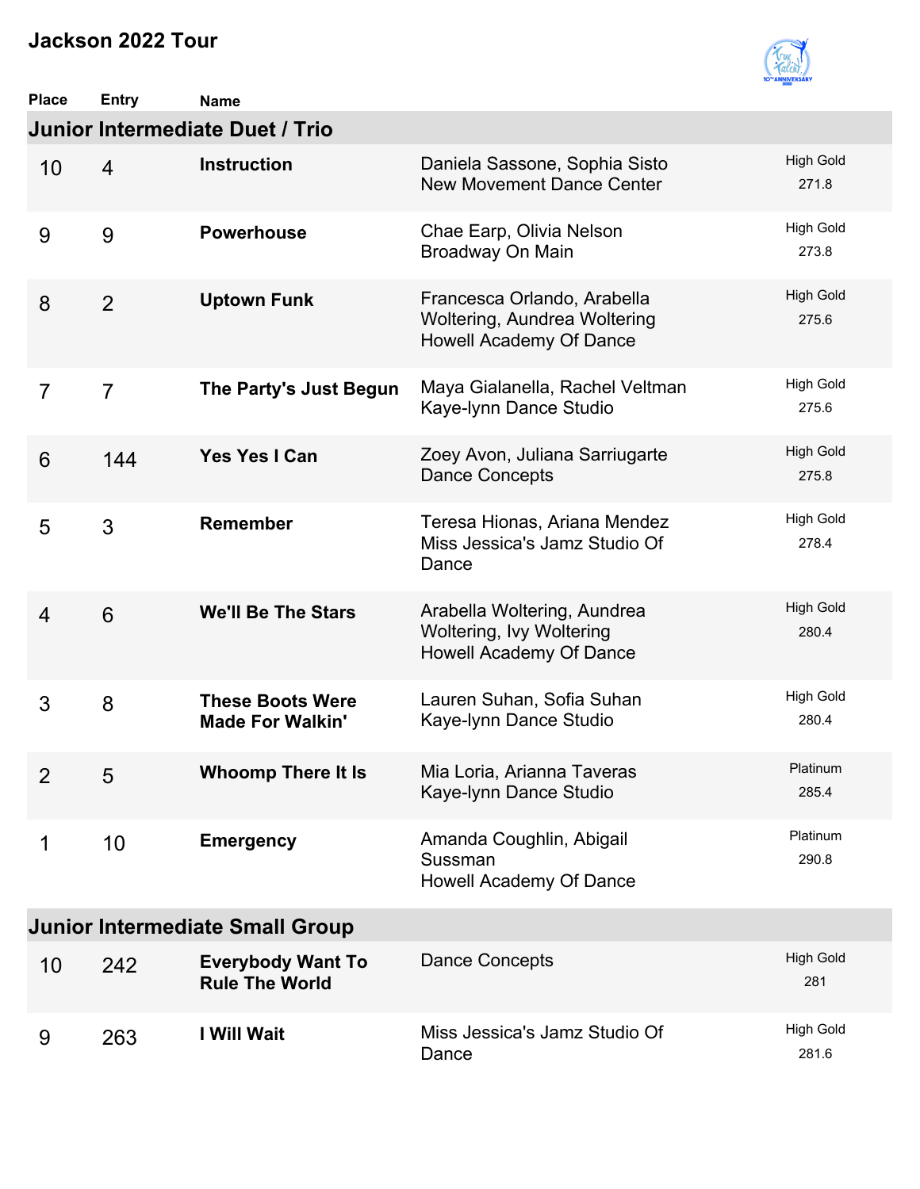# Jackson 2022 Tour

## Junior Intermediate Duet / Trio

| Place | Entry | Name | Dancers / Studio | Award / Score |
|---|---|---|---|---|
| 10 | 4 | **Instruction** | Daniela Sassone, Sophia Sisto<br>New Movement Dance Center | High Gold<br>271.8 |
| 9 | 9 | **Powerhouse** | Chae Earp, Olivia Nelson<br>Broadway On Main | High Gold<br>273.8 |
| 8 | 2 | **Uptown Funk** | Francesca Orlando, Arabella Woltering, Aundrea Woltering<br>Howell Academy Of Dance | High Gold<br>275.6 |
| 7 | 7 | **The Party's Just Begun** | Maya Gialanella, Rachel Veltman<br>Kaye-lynn Dance Studio | High Gold<br>275.6 |
| 6 | 144 | **Yes Yes I Can** | Zoey Avon, Juliana Sarriugarte<br>Dance Concepts | High Gold<br>275.8 |
| 5 | 3 | **Remember** | Teresa Hionas, Ariana Mendez<br>Miss Jessica's Jamz Studio Of Dance | High Gold<br>278.4 |
| 4 | 6 | **We'll Be The Stars** | Arabella Woltering, Aundrea Woltering, Ivy Woltering<br>Howell Academy Of Dance | High Gold<br>280.4 |
| 3 | 8 | **These Boots Were Made For Walkin'** | Lauren Suhan, Sofia Suhan<br>Kaye-lynn Dance Studio | High Gold<br>280.4 |
| 2 | 5 | **Whoomp There It Is** | Mia Loria, Arianna Taveras<br>Kaye-lynn Dance Studio | Platinum<br>285.4 |
| 1 | 10 | **Emergency** | Amanda Coughlin, Abigail Sussman<br>Howell Academy Of Dance | Platinum<br>290.8 |

## Junior Intermediate Small Group

| Place | Entry | Name | Dancers / Studio | Award / Score |
|---|---|---|---|---|
| 10 | 242 | **Everybody Want To Rule The World** | Dance Concepts | High Gold<br>281 |
| 9 | 263 | **I Will Wait** | Miss Jessica's Jamz Studio Of Dance | High Gold<br>281.6 |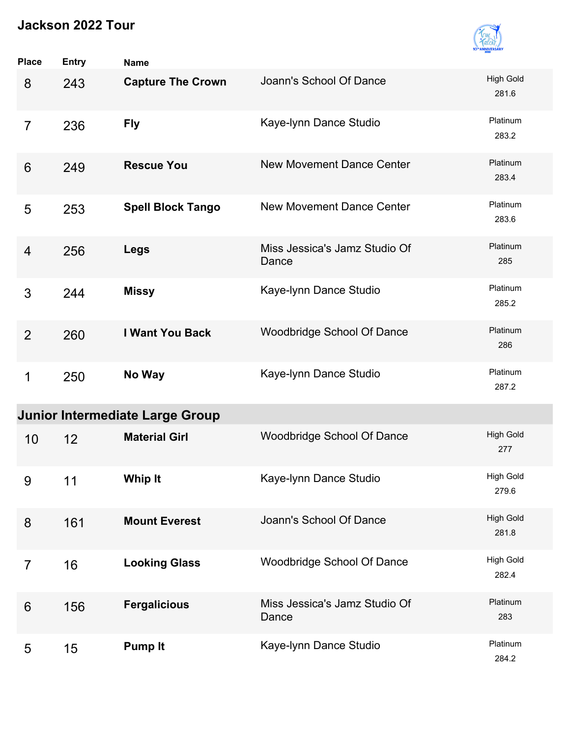## Jackson 2022 Tour

| Place | Entry | Name | | |
|---|---|---|---|---|
| 8 | 243 | **Capture The Crown** | Joann's School Of Dance | High Gold 281.6 |
| 7 | 236 | **Fly** | Kaye-lynn Dance Studio | Platinum 283.2 |
| 6 | 249 | **Rescue You** | New Movement Dance Center | Platinum 283.4 |
| 5 | 253 | **Spell Block Tango** | New Movement Dance Center | Platinum 283.6 |
| 4 | 256 | **Legs** | Miss Jessica's Jamz Studio Of Dance | Platinum 285 |
| 3 | 244 | **Missy** | Kaye-lynn Dance Studio | Platinum 285.2 |
| 2 | 260 | **I Want You Back** | Woodbridge School Of Dance | Platinum 286 |
| 1 | 250 | **No Way** | Kaye-lynn Dance Studio | Platinum 287.2 |

### Junior Intermediate Large Group

| Place | Entry | Name | | |
|---|---|---|---|---|
| 10 | 12 | **Material Girl** | Woodbridge School Of Dance | High Gold 277 |
| 9 | 11 | **Whip It** | Kaye-lynn Dance Studio | High Gold 279.6 |
| 8 | 161 | **Mount Everest** | Joann's School Of Dance | High Gold 281.8 |
| 7 | 16 | **Looking Glass** | Woodbridge School Of Dance | High Gold 282.4 |
| 6 | 156 | **Fergalicious** | Miss Jessica's Jamz Studio Of Dance | Platinum 283 |
| 5 | 15 | **Pump It** | Kaye-lynn Dance Studio | Platinum 284.2 |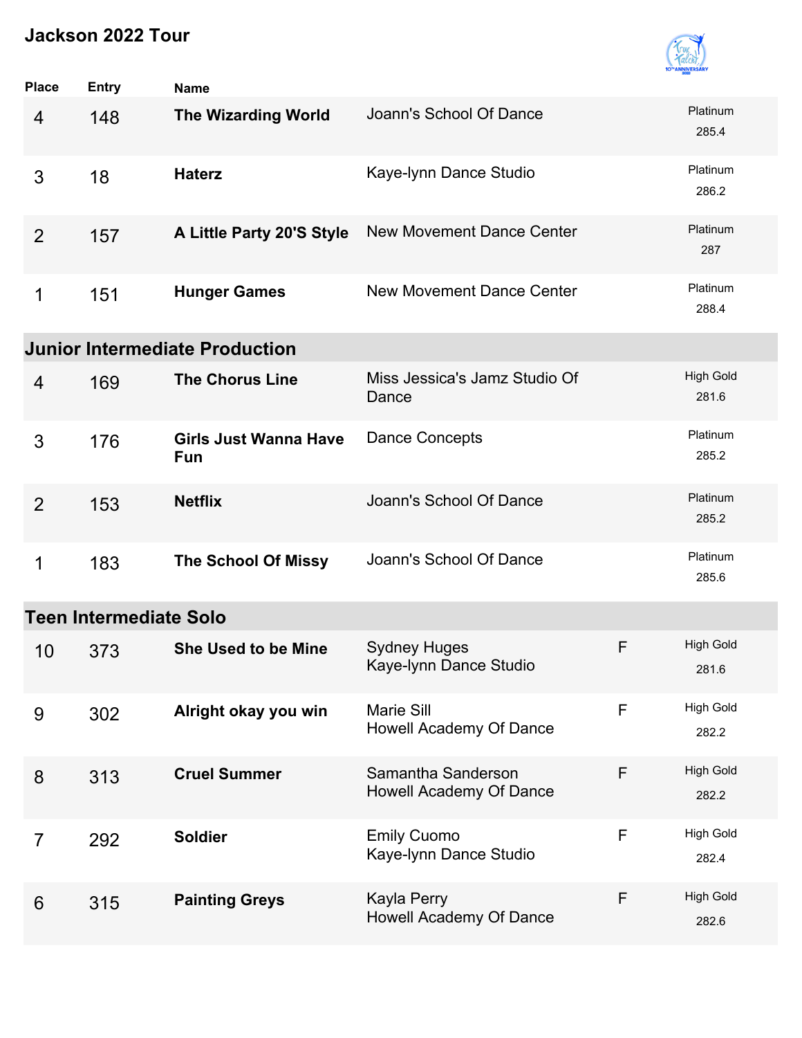# Jackson 2022 Tour

| Place | Entry | Name | | | |
|---|---|---|---|---|---|
| 4 | 148 | **The Wizarding World** | Joann's School Of Dance | | Platinum 285.4 |
| 3 | 18 | **Haterz** | Kaye-lynn Dance Studio | | Platinum 286.2 |
| 2 | 157 | **A Little Party 20'S Style** | New Movement Dance Center | | Platinum 287 |
| 1 | 151 | **Hunger Games** | New Movement Dance Center | | Platinum 288.4 |

## Junior Intermediate Production

| Place | Entry | Name | | | |
|---|---|---|---|---|---|
| 4 | 169 | **The Chorus Line** | Miss Jessica's Jamz Studio Of Dance | | High Gold 281.6 |
| 3 | 176 | **Girls Just Wanna Have Fun** | Dance Concepts | | Platinum 285.2 |
| 2 | 153 | **Netflix** | Joann's School Of Dance | | Platinum 285.2 |
| 1 | 183 | **The School Of Missy** | Joann's School Of Dance | | Platinum 285.6 |

## Teen Intermediate Solo

| Place | Entry | Name | | | |
|---|---|---|---|---|---|
| 10 | 373 | **She Used to be Mine** | Sydney Huges<br>Kaye-lynn Dance Studio | F | High Gold 281.6 |
| 9 | 302 | **Alright okay you win** | Marie Sill<br>Howell Academy Of Dance | F | High Gold 282.2 |
| 8 | 313 | **Cruel Summer** | Samantha Sanderson<br>Howell Academy Of Dance | F | High Gold 282.2 |
| 7 | 292 | **Soldier** | Emily Cuomo<br>Kaye-lynn Dance Studio | F | High Gold 282.4 |
| 6 | 315 | **Painting Greys** | Kayla Perry<br>Howell Academy Of Dance | F | High Gold 282.6 |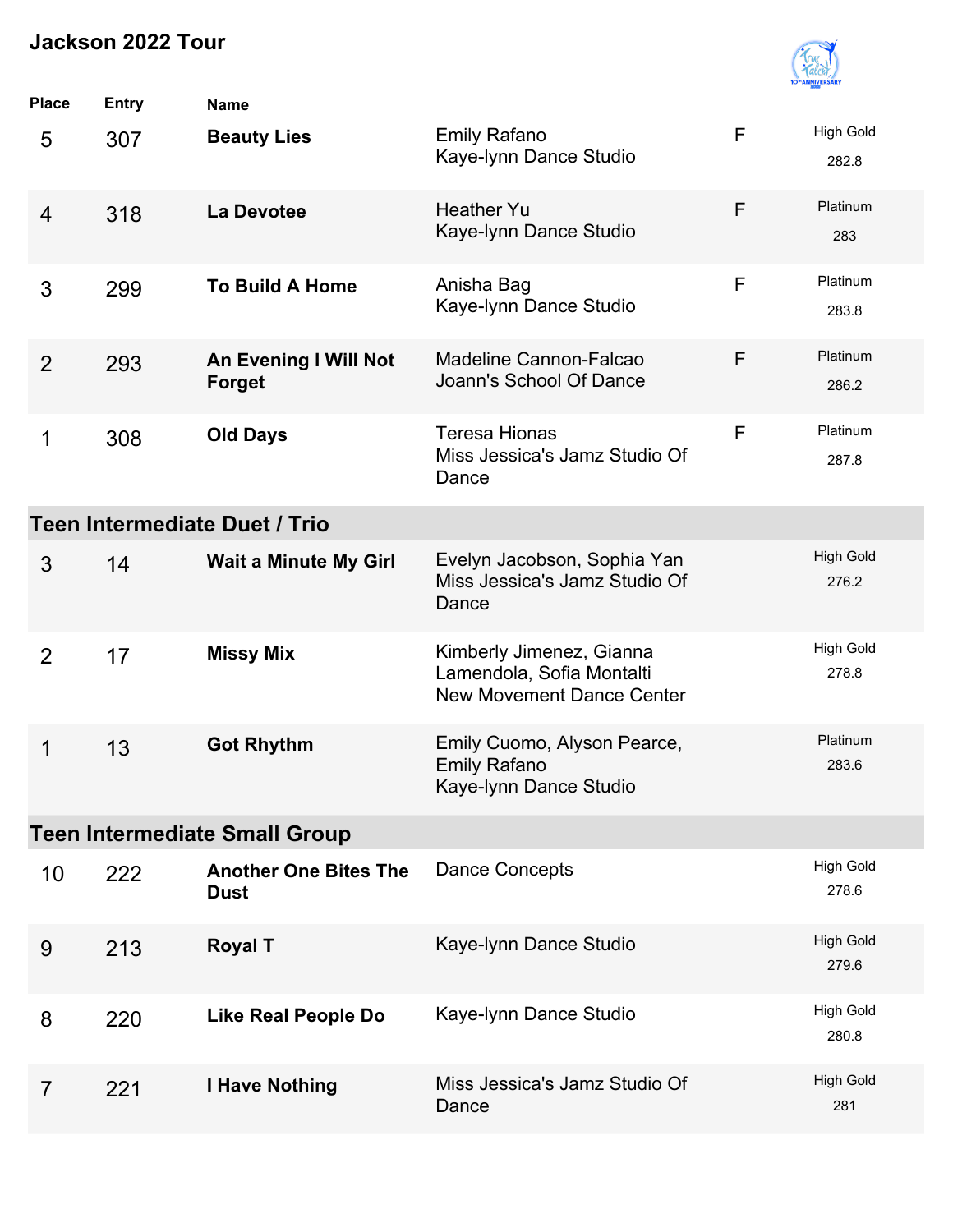# Jackson 2022 Tour

| Place | Entry | Name | | | |
|---|---|---|---|---|---|
| 5 | 307 | **Beauty Lies** | Emily Rafano<br>Kaye-lynn Dance Studio | F | High Gold<br>282.8 |
| 4 | 318 | **La Devotee** | Heather Yu<br>Kaye-lynn Dance Studio | F | Platinum<br>283 |
| 3 | 299 | **To Build A Home** | Anisha Bag<br>Kaye-lynn Dance Studio | F | Platinum<br>283.8 |
| 2 | 293 | **An Evening I Will Not Forget** | Madeline Cannon-Falcao<br>Joann's School Of Dance | F | Platinum<br>286.2 |
| 1 | 308 | **Old Days** | Teresa Hionas<br>Miss Jessica's Jamz Studio Of Dance | F | Platinum<br>287.8 |

## Teen Intermediate Duet / Trio

| Place | Entry | Name | | | |
|---|---|---|---|---|---|
| 3 | 14 | **Wait a Minute My Girl** | Evelyn Jacobson, Sophia Yan<br>Miss Jessica's Jamz Studio Of Dance | | High Gold<br>276.2 |
| 2 | 17 | **Missy Mix** | Kimberly Jimenez, Gianna Lamendola, Sofia Montalti<br>New Movement Dance Center | | High Gold<br>278.8 |
| 1 | 13 | **Got Rhythm** | Emily Cuomo, Alyson Pearce, Emily Rafano<br>Kaye-lynn Dance Studio | | Platinum<br>283.6 |

## Teen Intermediate Small Group

| Place | Entry | Name | | | |
|---|---|---|---|---|---|
| 10 | 222 | **Another One Bites The Dust** | Dance Concepts | | High Gold<br>278.6 |
| 9 | 213 | **Royal T** | Kaye-lynn Dance Studio | | High Gold<br>279.6 |
| 8 | 220 | **Like Real People Do** | Kaye-lynn Dance Studio | | High Gold<br>280.8 |
| 7 | 221 | **I Have Nothing** | Miss Jessica's Jamz Studio Of Dance | | High Gold<br>281 |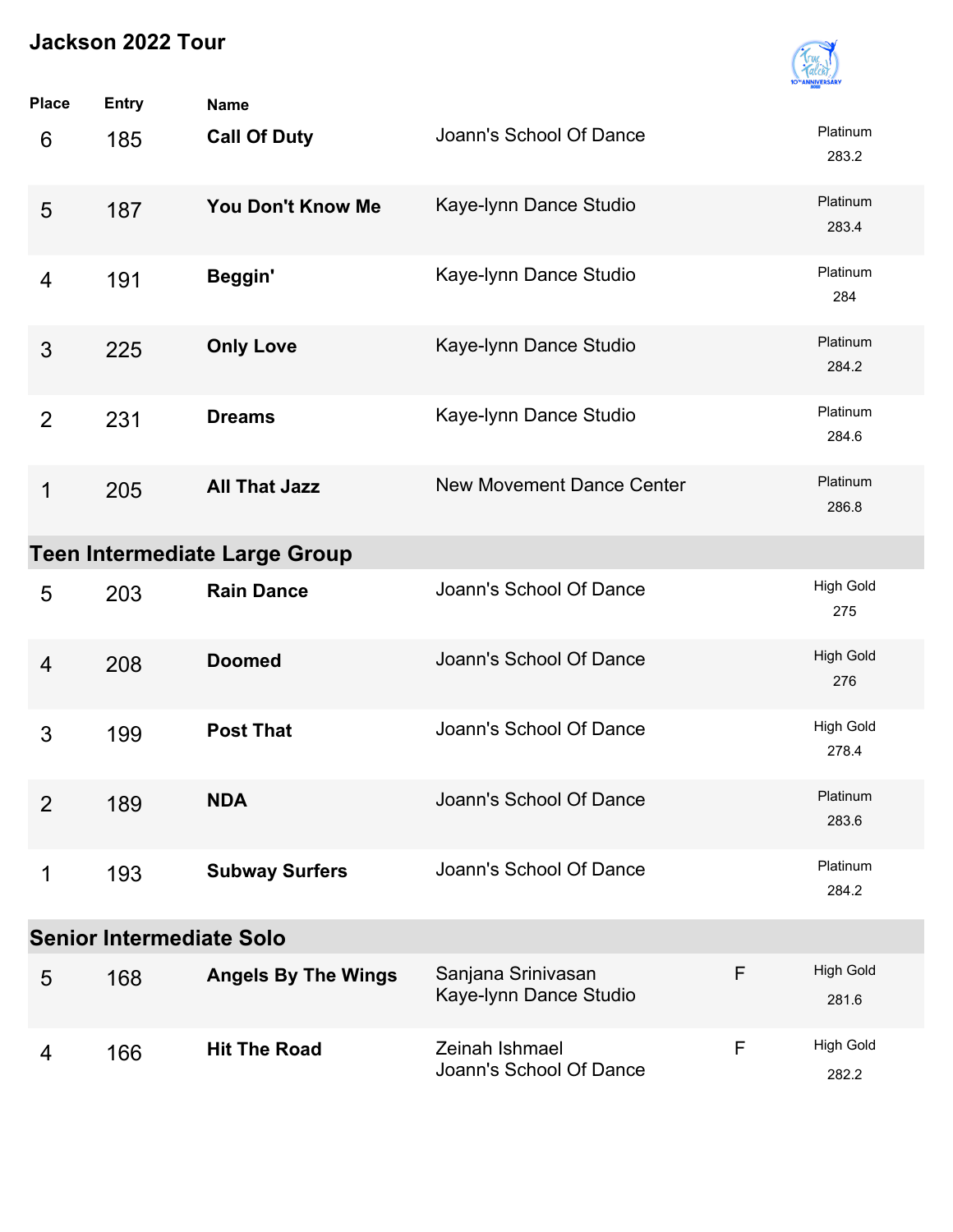# Jackson 2022 Tour

| Place | Entry | Name | | | |
|---|---|---|---|---|---|
| 6 | 185 | **Call Of Duty** | Joann's School Of Dance | | Platinum 283.2 |
| 5 | 187 | **You Don't Know Me** | Kaye-lynn Dance Studio | | Platinum 283.4 |
| 4 | 191 | **Beggin'** | Kaye-lynn Dance Studio | | Platinum 284 |
| 3 | 225 | **Only Love** | Kaye-lynn Dance Studio | | Platinum 284.2 |
| 2 | 231 | **Dreams** | Kaye-lynn Dance Studio | | Platinum 284.6 |
| 1 | 205 | **All That Jazz** | New Movement Dance Center | | Platinum 286.8 |

## Teen Intermediate Large Group

| Place | Entry | Name | | | |
|---|---|---|---|---|---|
| 5 | 203 | **Rain Dance** | Joann's School Of Dance | | High Gold 275 |
| 4 | 208 | **Doomed** | Joann's School Of Dance | | High Gold 276 |
| 3 | 199 | **Post That** | Joann's School Of Dance | | High Gold 278.4 |
| 2 | 189 | **NDA** | Joann's School Of Dance | | Platinum 283.6 |
| 1 | 193 | **Subway Surfers** | Joann's School Of Dance | | Platinum 284.2 |

## Senior Intermediate Solo

| Place | Entry | Name | | | |
|---|---|---|---|---|---|
| 5 | 168 | **Angels By The Wings** | Sanjana Srinivasan<br>Kaye-lynn Dance Studio | F | High Gold 281.6 |
| 4 | 166 | **Hit The Road** | Zeinah Ishmael<br>Joann's School Of Dance | F | High Gold 282.2 |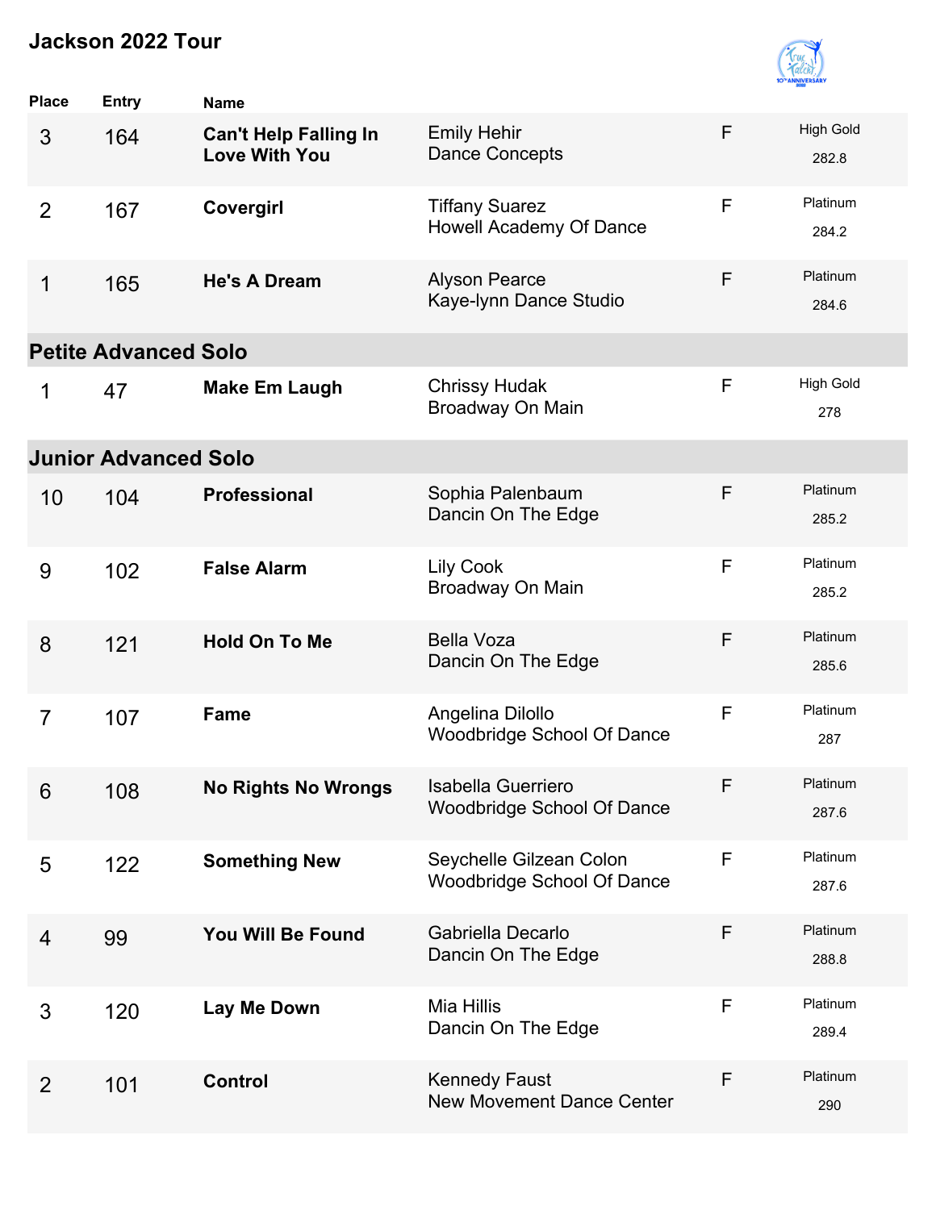## Jackson 2022 Tour

| Place | Entry | Name | | | |
|---|---|---|---|---|---|
| 3 | 164 | **Can't Help Falling In Love With You** | Emily Hehir<br>Dance Concepts | F | High Gold<br>282.8 |
| 2 | 167 | **Covergirl** | Tiffany Suarez<br>Howell Academy Of Dance | F | Platinum<br>284.2 |
| 1 | 165 | **He's A Dream** | Alyson Pearce<br>Kaye-lynn Dance Studio | F | Platinum<br>284.6 |

### Petite Advanced Solo

| Place | Entry | Name | | | |
|---|---|---|---|---|---|
| 1 | 47 | **Make Em Laugh** | Chrissy Hudak<br>Broadway On Main | F | High Gold<br>278 |

### Junior Advanced Solo

| Place | Entry | Name | | | |
|---|---|---|---|---|---|
| 10 | 104 | **Professional** | Sophia Palenbaum<br>Dancin On The Edge | F | Platinum<br>285.2 |
| 9 | 102 | **False Alarm** | Lily Cook<br>Broadway On Main | F | Platinum<br>285.2 |
| 8 | 121 | **Hold On To Me** | Bella Voza<br>Dancin On The Edge | F | Platinum<br>285.6 |
| 7 | 107 | **Fame** | Angelina Dilollo<br>Woodbridge School Of Dance | F | Platinum<br>287 |
| 6 | 108 | **No Rights No Wrongs** | Isabella Guerriero<br>Woodbridge School Of Dance | F | Platinum<br>287.6 |
| 5 | 122 | **Something New** | Seychelle Gilzean Colon<br>Woodbridge School Of Dance | F | Platinum<br>287.6 |
| 4 | 99 | **You Will Be Found** | Gabriella Decarlo<br>Dancin On The Edge | F | Platinum<br>288.8 |
| 3 | 120 | **Lay Me Down** | Mia Hillis<br>Dancin On The Edge | F | Platinum<br>289.4 |
| 2 | 101 | **Control** | Kennedy Faust<br>New Movement Dance Center | F | Platinum<br>290 |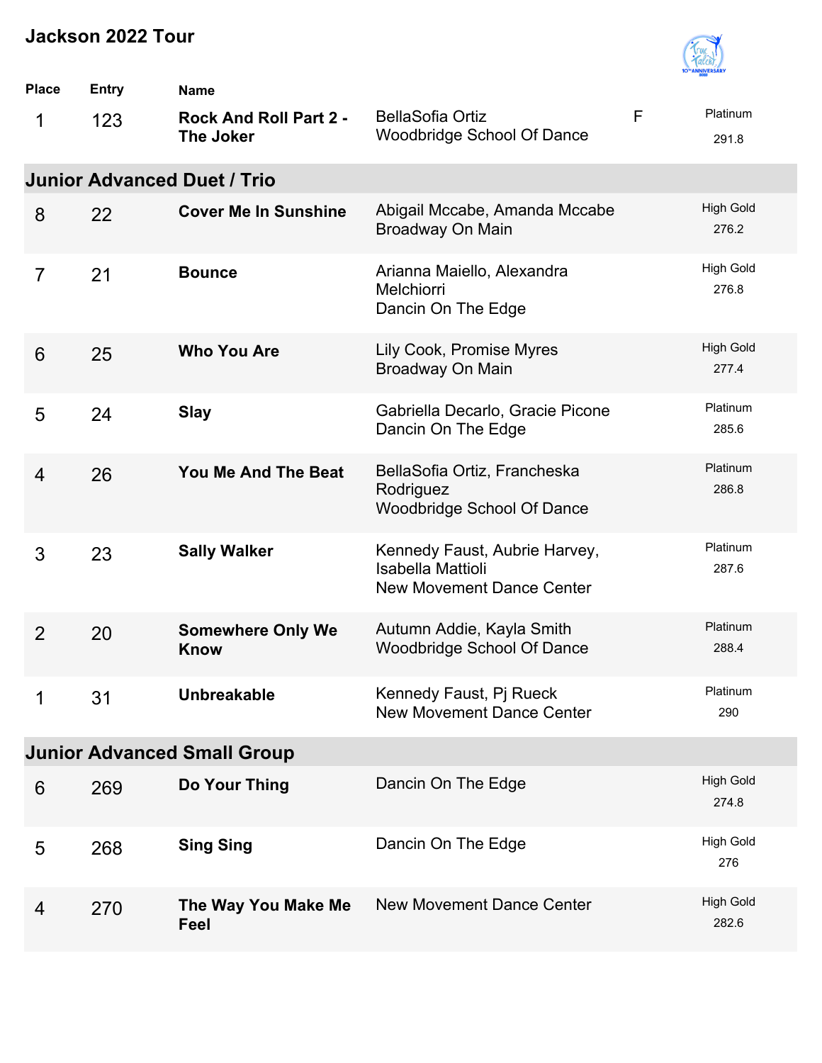# Jackson 2022 Tour

| Place | Entry | Name | | | |
|---|---|---|---|---|---|
| 1 | 123 | **Rock And Roll Part 2 - The Joker** | BellaSofia Ortiz<br>Woodbridge School Of Dance | F | Platinum<br>291.8 |

## Junior Advanced Duet / Trio

| Place | Entry | Name | | | |
|---|---|---|---|---|---|
| 8 | 22 | **Cover Me In Sunshine** | Abigail Mccabe, Amanda Mccabe<br>Broadway On Main | | High Gold<br>276.2 |
| 7 | 21 | **Bounce** | Arianna Maiello, Alexandra Melchiorri<br>Dancin On The Edge | | High Gold<br>276.8 |
| 6 | 25 | **Who You Are** | Lily Cook, Promise Myres<br>Broadway On Main | | High Gold<br>277.4 |
| 5 | 24 | **Slay** | Gabriella Decarlo, Gracie Picone<br>Dancin On The Edge | | Platinum<br>285.6 |
| 4 | 26 | **You Me And The Beat** | BellaSofia Ortiz, Francheska Rodriguez<br>Woodbridge School Of Dance | | Platinum<br>286.8 |
| 3 | 23 | **Sally Walker** | Kennedy Faust, Aubrie Harvey, Isabella Mattioli<br>New Movement Dance Center | | Platinum<br>287.6 |
| 2 | 20 | **Somewhere Only We Know** | Autumn Addie, Kayla Smith<br>Woodbridge School Of Dance | | Platinum<br>288.4 |
| 1 | 31 | **Unbreakable** | Kennedy Faust, Pj Rueck<br>New Movement Dance Center | | Platinum<br>290 |

## Junior Advanced Small Group

| Place | Entry | Name | | | |
|---|---|---|---|---|---|
| 6 | 269 | **Do Your Thing** | Dancin On The Edge | | High Gold<br>274.8 |
| 5 | 268 | **Sing Sing** | Dancin On The Edge | | High Gold<br>276 |
| 4 | 270 | **The Way You Make Me Feel** | New Movement Dance Center | | High Gold<br>282.6 |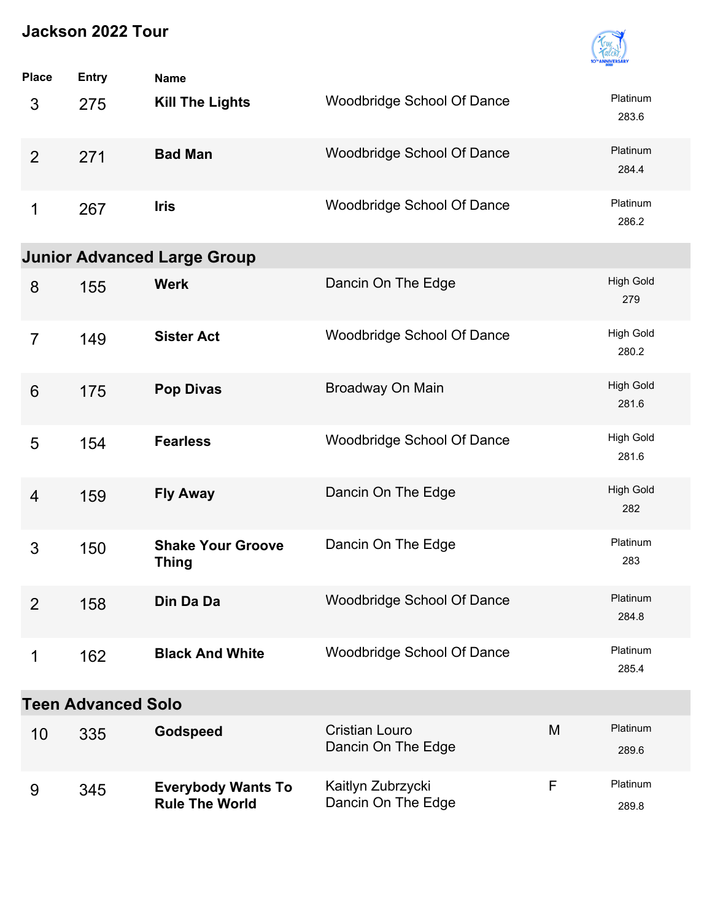## Jackson 2022 Tour

| Place | Entry | Name | | | |
|---|---|---|---|---|---|
| 3 | 275 | **Kill The Lights** | Woodbridge School Of Dance | | Platinum 283.6 |
| 2 | 271 | **Bad Man** | Woodbridge School Of Dance | | Platinum 284.4 |
| 1 | 267 | **Iris** | Woodbridge School Of Dance | | Platinum 286.2 |

### Junior Advanced Large Group

| Place | Entry | Name | | | |
|---|---|---|---|---|---|
| 8 | 155 | **Werk** | Dancin On The Edge | | High Gold 279 |
| 7 | 149 | **Sister Act** | Woodbridge School Of Dance | | High Gold 280.2 |
| 6 | 175 | **Pop Divas** | Broadway On Main | | High Gold 281.6 |
| 5 | 154 | **Fearless** | Woodbridge School Of Dance | | High Gold 281.6 |
| 4 | 159 | **Fly Away** | Dancin On The Edge | | High Gold 282 |
| 3 | 150 | **Shake Your Groove Thing** | Dancin On The Edge | | Platinum 283 |
| 2 | 158 | **Din Da Da** | Woodbridge School Of Dance | | Platinum 284.8 |
| 1 | 162 | **Black And White** | Woodbridge School Of Dance | | Platinum 285.4 |

### Teen Advanced Solo

| Place | Entry | Name | | | |
|---|---|---|---|---|---|
| 10 | 335 | **Godspeed** | Cristian Louro<br>Dancin On The Edge | M | Platinum 289.6 |
| 9 | 345 | **Everybody Wants To Rule The World** | Kaitlyn Zubrzycki<br>Dancin On The Edge | F | Platinum 289.8 |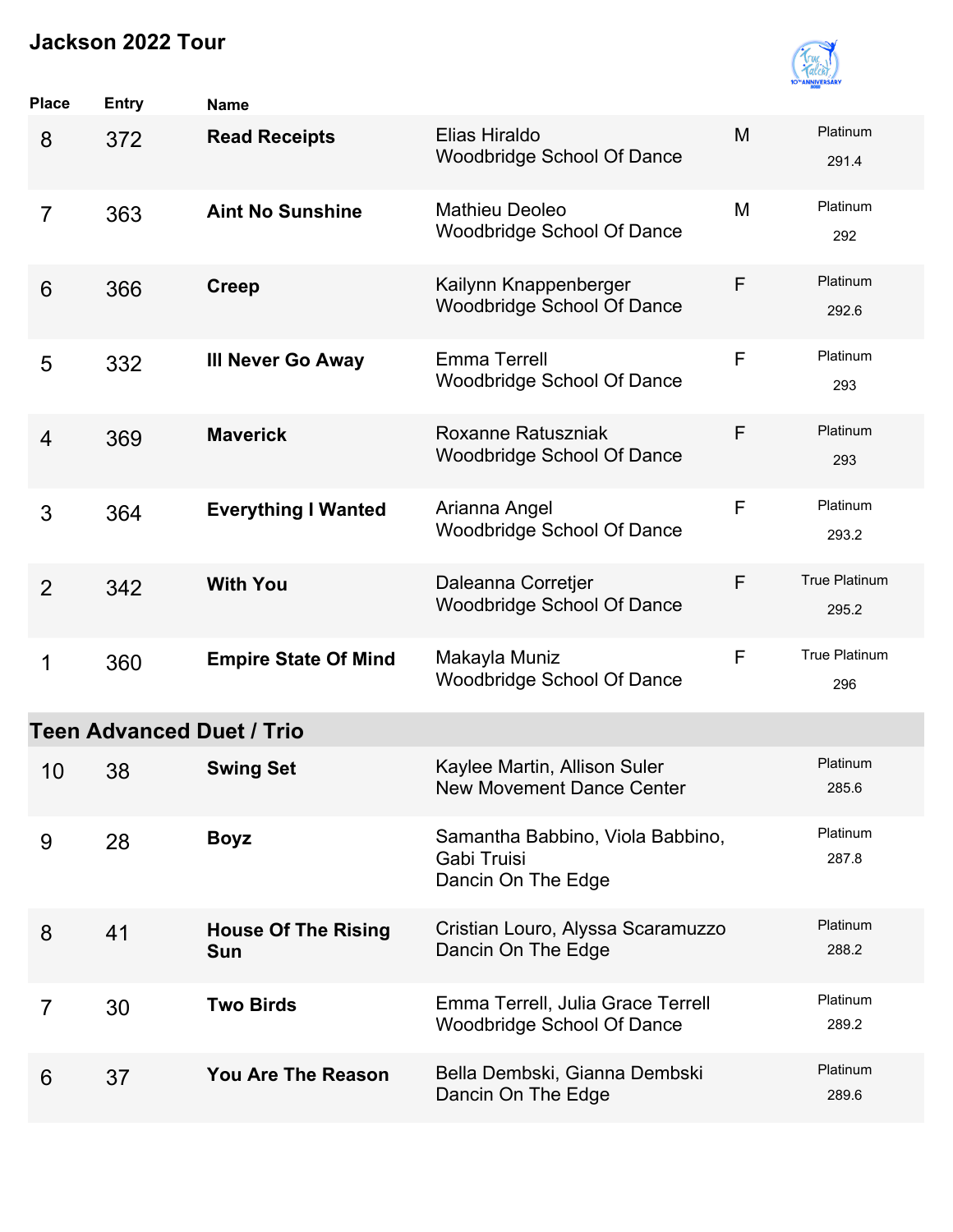# Jackson 2022 Tour

| Place | Entry | Name | | | |
|---|---|---|---|---|---|
| 8 | 372 | **Read Receipts** | Elias Hiraldo<br>Woodbridge School Of Dance | M | Platinum<br>291.4 |
| 7 | 363 | **Aint No Sunshine** | Mathieu Deoleo<br>Woodbridge School Of Dance | M | Platinum<br>292 |
| 6 | 366 | **Creep** | Kailynn Knappenberger<br>Woodbridge School Of Dance | F | Platinum<br>292.6 |
| 5 | 332 | **Ill Never Go Away** | Emma Terrell<br>Woodbridge School Of Dance | F | Platinum<br>293 |
| 4 | 369 | **Maverick** | Roxanne Ratuszniak<br>Woodbridge School Of Dance | F | Platinum<br>293 |
| 3 | 364 | **Everything I Wanted** | Arianna Angel<br>Woodbridge School Of Dance | F | Platinum<br>293.2 |
| 2 | 342 | **With You** | Daleanna Corretjer<br>Woodbridge School Of Dance | F | True Platinum<br>295.2 |
| 1 | 360 | **Empire State Of Mind** | Makayla Muniz<br>Woodbridge School Of Dance | F | True Platinum<br>296 |

## Teen Advanced Duet / Trio

| Place | Entry | Name | | |
|---|---|---|---|---|
| 10 | 38 | **Swing Set** | Kaylee Martin, Allison Suler<br>New Movement Dance Center | Platinum<br>285.6 |
| 9 | 28 | **Boyz** | Samantha Babbino, Viola Babbino, Gabi Truisi<br>Dancin On The Edge | Platinum<br>287.8 |
| 8 | 41 | **House Of The Rising Sun** | Cristian Louro, Alyssa Scaramuzzo<br>Dancin On The Edge | Platinum<br>288.2 |
| 7 | 30 | **Two Birds** | Emma Terrell, Julia Grace Terrell<br>Woodbridge School Of Dance | Platinum<br>289.2 |
| 6 | 37 | **You Are The Reason** | Bella Dembski, Gianna Dembski<br>Dancin On The Edge | Platinum<br>289.6 |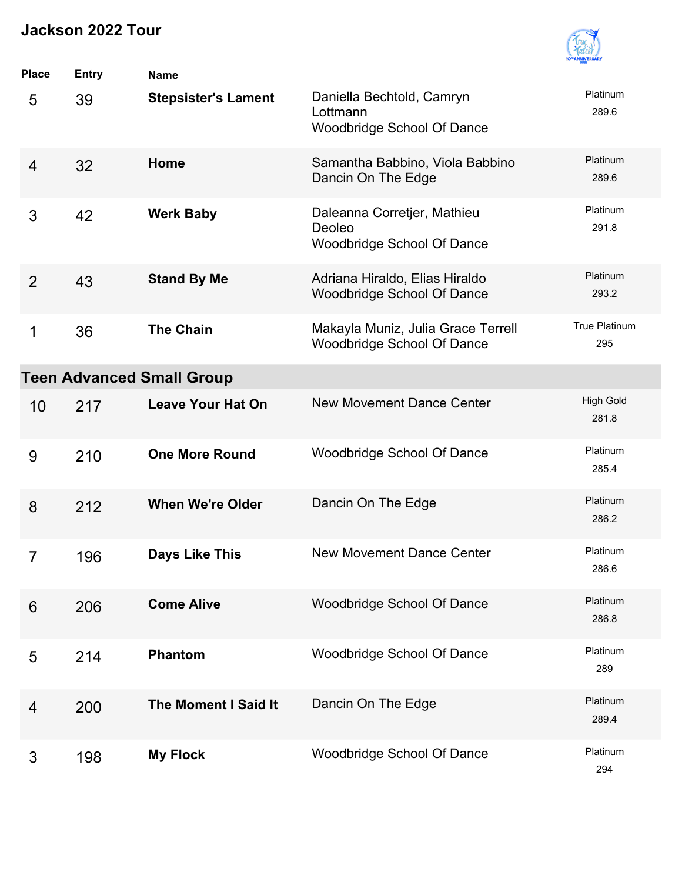# Jackson 2022 Tour

| Place | Entry | Name | | |
|---|---|---|---|---|
| 5 | 39 | **Stepsister's Lament** | Daniella Bechtold, Camryn Lottmann<br>Woodbridge School Of Dance | Platinum<br>289.6 |
| 4 | 32 | **Home** | Samantha Babbino, Viola Babbino<br>Dancin On The Edge | Platinum<br>289.6 |
| 3 | 42 | **Werk Baby** | Daleanna Corretjer, Mathieu Deoleo<br>Woodbridge School Of Dance | Platinum<br>291.8 |
| 2 | 43 | **Stand By Me** | Adriana Hiraldo, Elias Hiraldo<br>Woodbridge School Of Dance | Platinum<br>293.2 |
| 1 | 36 | **The Chain** | Makayla Muniz, Julia Grace Terrell<br>Woodbridge School Of Dance | True Platinum<br>295 |

## Teen Advanced Small Group

| Place | Entry | Name | | |
|---|---|---|---|---|
| 10 | 217 | **Leave Your Hat On** | New Movement Dance Center | High Gold<br>281.8 |
| 9 | 210 | **One More Round** | Woodbridge School Of Dance | Platinum<br>285.4 |
| 8 | 212 | **When We're Older** | Dancin On The Edge | Platinum<br>286.2 |
| 7 | 196 | **Days Like This** | New Movement Dance Center | Platinum<br>286.6 |
| 6 | 206 | **Come Alive** | Woodbridge School Of Dance | Platinum<br>286.8 |
| 5 | 214 | **Phantom** | Woodbridge School Of Dance | Platinum<br>289 |
| 4 | 200 | **The Moment I Said It** | Dancin On The Edge | Platinum<br>289.4 |
| 3 | 198 | **My Flock** | Woodbridge School Of Dance | Platinum<br>294 |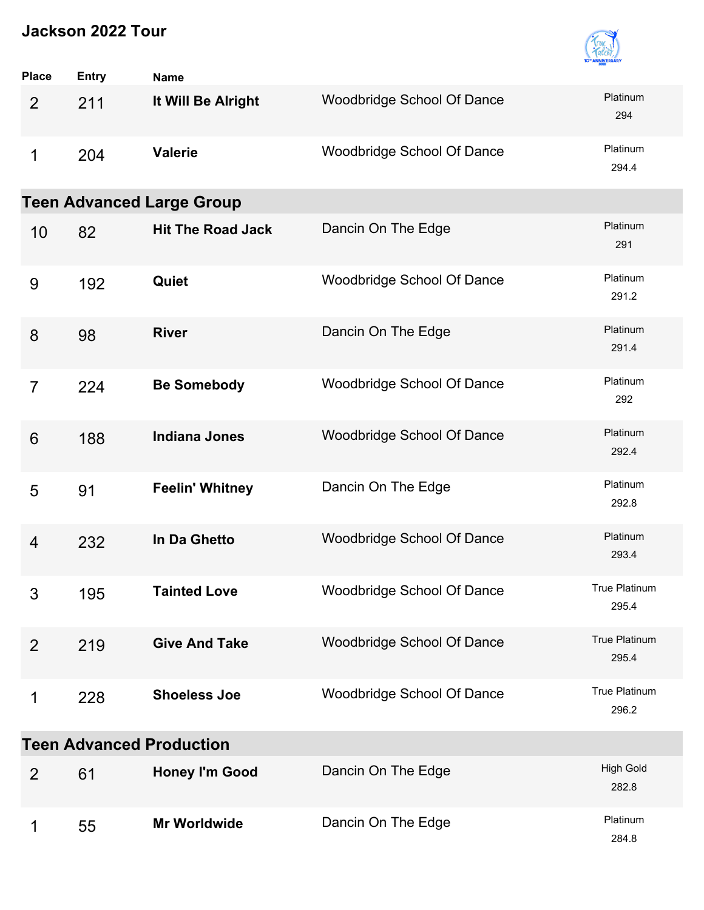# Jackson 2022 Tour

| Place | Entry | Name | Studio | Award / Score |
|---|---|---|---|---|
| 2 | 211 | **It Will Be Alright** | Woodbridge School Of Dance | Platinum 294 |
| 1 | 204 | **Valerie** | Woodbridge School Of Dance | Platinum 294.4 |

## Teen Advanced Large Group

| Place | Entry | Name | Studio | Award / Score |
|---|---|---|---|---|
| 10 | 82 | **Hit The Road Jack** | Dancin On The Edge | Platinum 291 |
| 9 | 192 | **Quiet** | Woodbridge School Of Dance | Platinum 291.2 |
| 8 | 98 | **River** | Dancin On The Edge | Platinum 291.4 |
| 7 | 224 | **Be Somebody** | Woodbridge School Of Dance | Platinum 292 |
| 6 | 188 | **Indiana Jones** | Woodbridge School Of Dance | Platinum 292.4 |
| 5 | 91 | **Feelin' Whitney** | Dancin On The Edge | Platinum 292.8 |
| 4 | 232 | **In Da Ghetto** | Woodbridge School Of Dance | Platinum 293.4 |
| 3 | 195 | **Tainted Love** | Woodbridge School Of Dance | True Platinum 295.4 |
| 2 | 219 | **Give And Take** | Woodbridge School Of Dance | True Platinum 295.4 |
| 1 | 228 | **Shoeless Joe** | Woodbridge School Of Dance | True Platinum 296.2 |

## Teen Advanced Production

| Place | Entry | Name | Studio | Award / Score |
|---|---|---|---|---|
| 2 | 61 | **Honey I'm Good** | Dancin On The Edge | High Gold 282.8 |
| 1 | 55 | **Mr Worldwide** | Dancin On The Edge | Platinum 284.8 |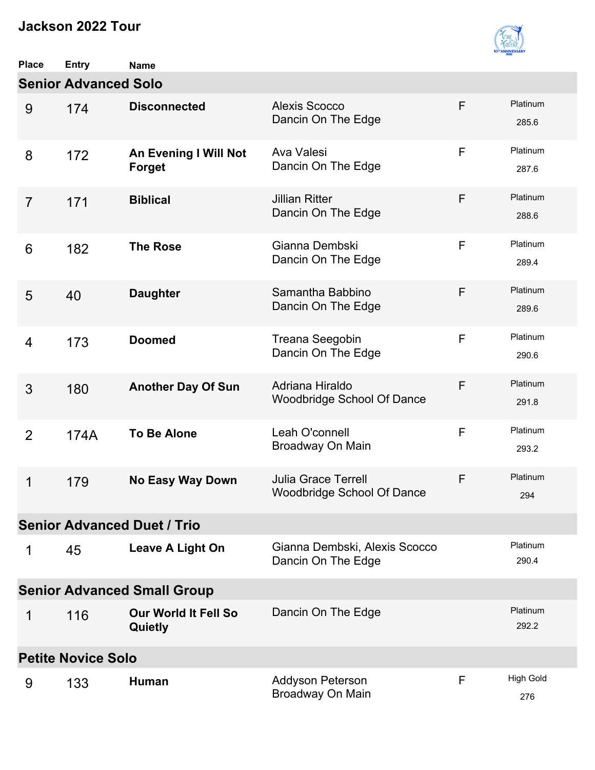# Jackson 2022 Tour

| Place | Entry | Name | | | |
|---|---|---|---|---|---|
| **Senior Advanced Solo** | | | | | |
| 9 | 174 | **Disconnected** | Alexis Scocco<br>Dancin On The Edge | F | Platinum<br>285.6 |
| 8 | 172 | **An Evening I Will Not Forget** | Ava Valesi<br>Dancin On The Edge | F | Platinum<br>287.6 |
| 7 | 171 | **Biblical** | Jillian Ritter<br>Dancin On The Edge | F | Platinum<br>288.6 |
| 6 | 182 | **The Rose** | Gianna Dembski<br>Dancin On The Edge | F | Platinum<br>289.4 |
| 5 | 40 | **Daughter** | Samantha Babbino<br>Dancin On The Edge | F | Platinum<br>289.6 |
| 4 | 173 | **Doomed** | Treana Seegobin<br>Dancin On The Edge | F | Platinum<br>290.6 |
| 3 | 180 | **Another Day Of Sun** | Adriana Hiraldo<br>Woodbridge School Of Dance | F | Platinum<br>291.8 |
| 2 | 174A | **To Be Alone** | Leah O'connell<br>Broadway On Main | F | Platinum<br>293.2 |
| 1 | 179 | **No Easy Way Down** | Julia Grace Terrell<br>Woodbridge School Of Dance | F | Platinum<br>294 |
| **Senior Advanced Duet / Trio** | | | | | |
| 1 | 45 | **Leave A Light On** | Gianna Dembski, Alexis Scocco<br>Dancin On The Edge | | Platinum<br>290.4 |
| **Senior Advanced Small Group** | | | | | |
| 1 | 116 | **Our World It Fell So Quietly** | Dancin On The Edge | | Platinum<br>292.2 |
| **Petite Novice Solo** | | | | | |
| 9 | 133 | **Human** | Addyson Peterson<br>Broadway On Main | F | High Gold<br>276 |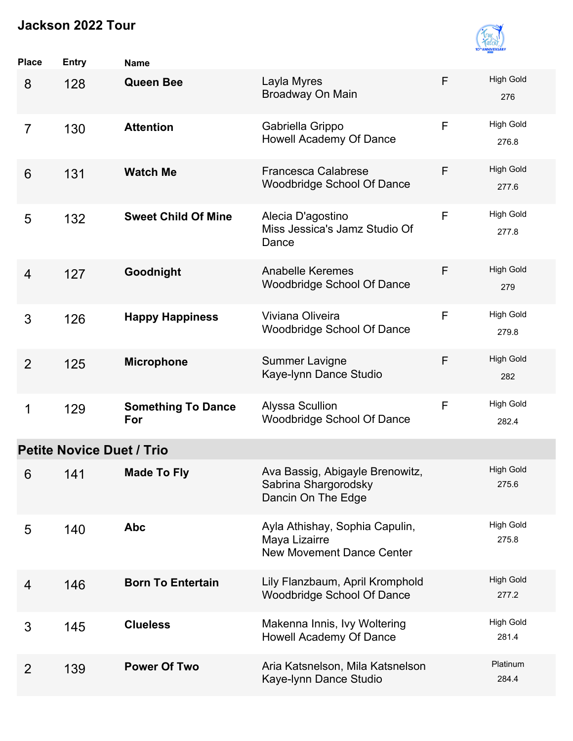# Jackson 2022 Tour

| Place | Entry | Name | | | |
|---|---|---|---|---|---|
| 8 | 128 | **Queen Bee** | Layla Myres<br>Broadway On Main | F | High Gold<br>276 |
| 7 | 130 | **Attention** | Gabriella Grippo<br>Howell Academy Of Dance | F | High Gold<br>276.8 |
| 6 | 131 | **Watch Me** | Francesca Calabrese<br>Woodbridge School Of Dance | F | High Gold<br>277.6 |
| 5 | 132 | **Sweet Child Of Mine** | Alecia D'agostino<br>Miss Jessica's Jamz Studio Of Dance | F | High Gold<br>277.8 |
| 4 | 127 | **Goodnight** | Anabelle Keremes<br>Woodbridge School Of Dance | F | High Gold<br>279 |
| 3 | 126 | **Happy Happiness** | Viviana Oliveira<br>Woodbridge School Of Dance | F | High Gold<br>279.8 |
| 2 | 125 | **Microphone** | Summer Lavigne<br>Kaye-lynn Dance Studio | F | High Gold<br>282 |
| 1 | 129 | **Something To Dance For** | Alyssa Scullion<br>Woodbridge School Of Dance | F | High Gold<br>282.4 |

## Petite Novice Duet / Trio

| Place | Entry | Name | | | |
|---|---|---|---|---|---|
| 6 | 141 | **Made To Fly** | Ava Bassig, Abigayle Brenowitz, Sabrina Shargorodsky<br>Dancin On The Edge | | High Gold<br>275.6 |
| 5 | 140 | **Abc** | Ayla Athishay, Sophia Capulin, Maya Lizairre<br>New Movement Dance Center | | High Gold<br>275.8 |
| 4 | 146 | **Born To Entertain** | Lily Flanzbaum, April Kromphold<br>Woodbridge School Of Dance | | High Gold<br>277.2 |
| 3 | 145 | **Clueless** | Makenna Innis, Ivy Woltering<br>Howell Academy Of Dance | | High Gold<br>281.4 |
| 2 | 139 | **Power Of Two** | Aria Katsnelson, Mila Katsnelson<br>Kaye-lynn Dance Studio | | Platinum<br>284.4 |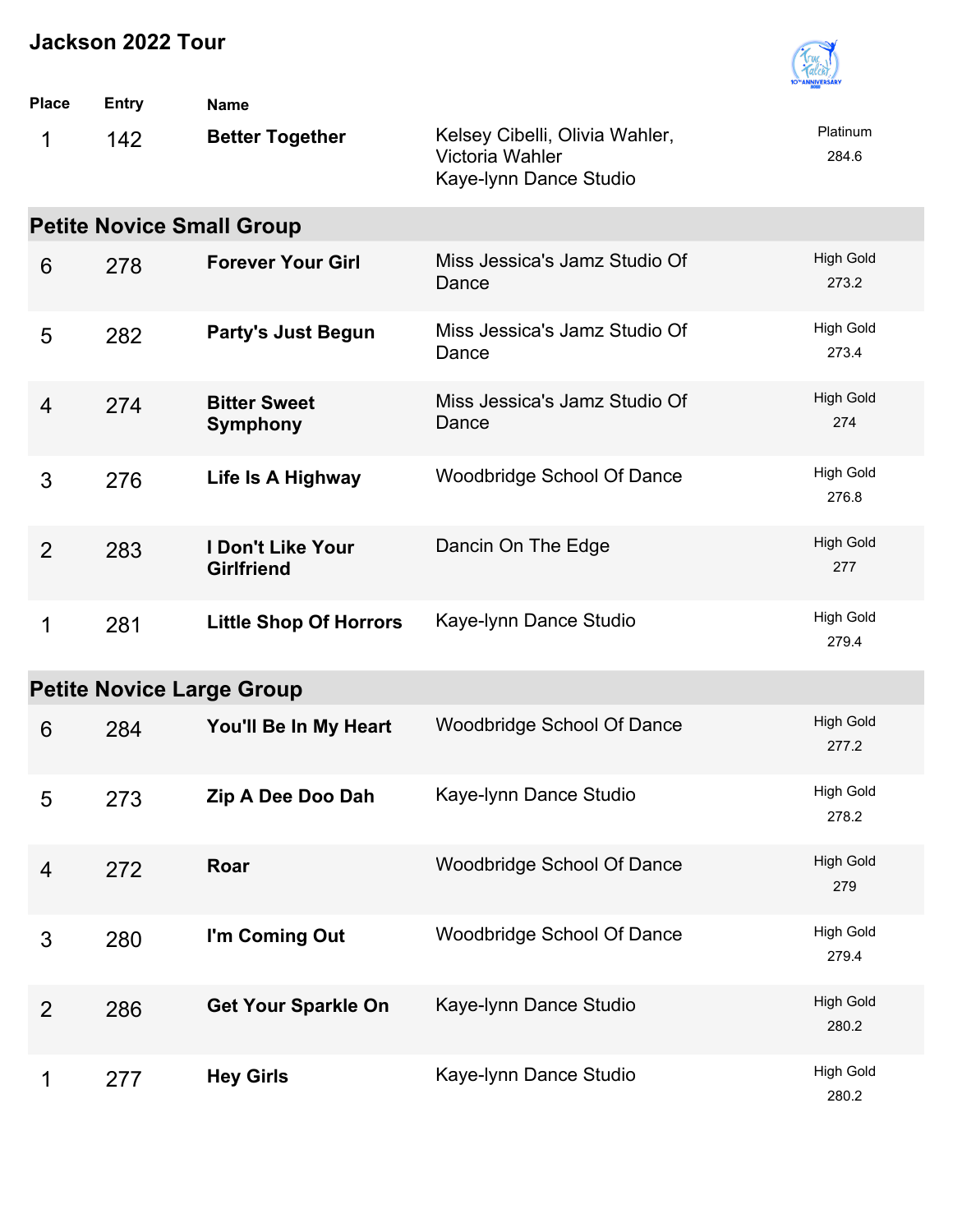# Jackson 2022 Tour

| Place | Entry | Name | | |
|---|---|---|---|---|
| 1 | 142 | **Better Together** | Kelsey Cibelli, Olivia Wahler, Victoria Wahler<br>Kaye-lynn Dance Studio | Platinum<br>284.6 |

## Petite Novice Small Group

| Place | Entry | Name | Studio | Award |
|---|---|---|---|---|
| 6 | 278 | **Forever Your Girl** | Miss Jessica's Jamz Studio Of Dance | High Gold<br>273.2 |
| 5 | 282 | **Party's Just Begun** | Miss Jessica's Jamz Studio Of Dance | High Gold<br>273.4 |
| 4 | 274 | **Bitter Sweet Symphony** | Miss Jessica's Jamz Studio Of Dance | High Gold<br>274 |
| 3 | 276 | **Life Is A Highway** | Woodbridge School Of Dance | High Gold<br>276.8 |
| 2 | 283 | **I Don't Like Your Girlfriend** | Dancin On The Edge | High Gold<br>277 |
| 1 | 281 | **Little Shop Of Horrors** | Kaye-lynn Dance Studio | High Gold<br>279.4 |

## Petite Novice Large Group

| Place | Entry | Name | Studio | Award |
|---|---|---|---|---|
| 6 | 284 | **You'll Be In My Heart** | Woodbridge School Of Dance | High Gold<br>277.2 |
| 5 | 273 | **Zip A Dee Doo Dah** | Kaye-lynn Dance Studio | High Gold<br>278.2 |
| 4 | 272 | **Roar** | Woodbridge School Of Dance | High Gold<br>279 |
| 3 | 280 | **I'm Coming Out** | Woodbridge School Of Dance | High Gold<br>279.4 |
| 2 | 286 | **Get Your Sparkle On** | Kaye-lynn Dance Studio | High Gold<br>280.2 |
| 1 | 277 | **Hey Girls** | Kaye-lynn Dance Studio | High Gold<br>280.2 |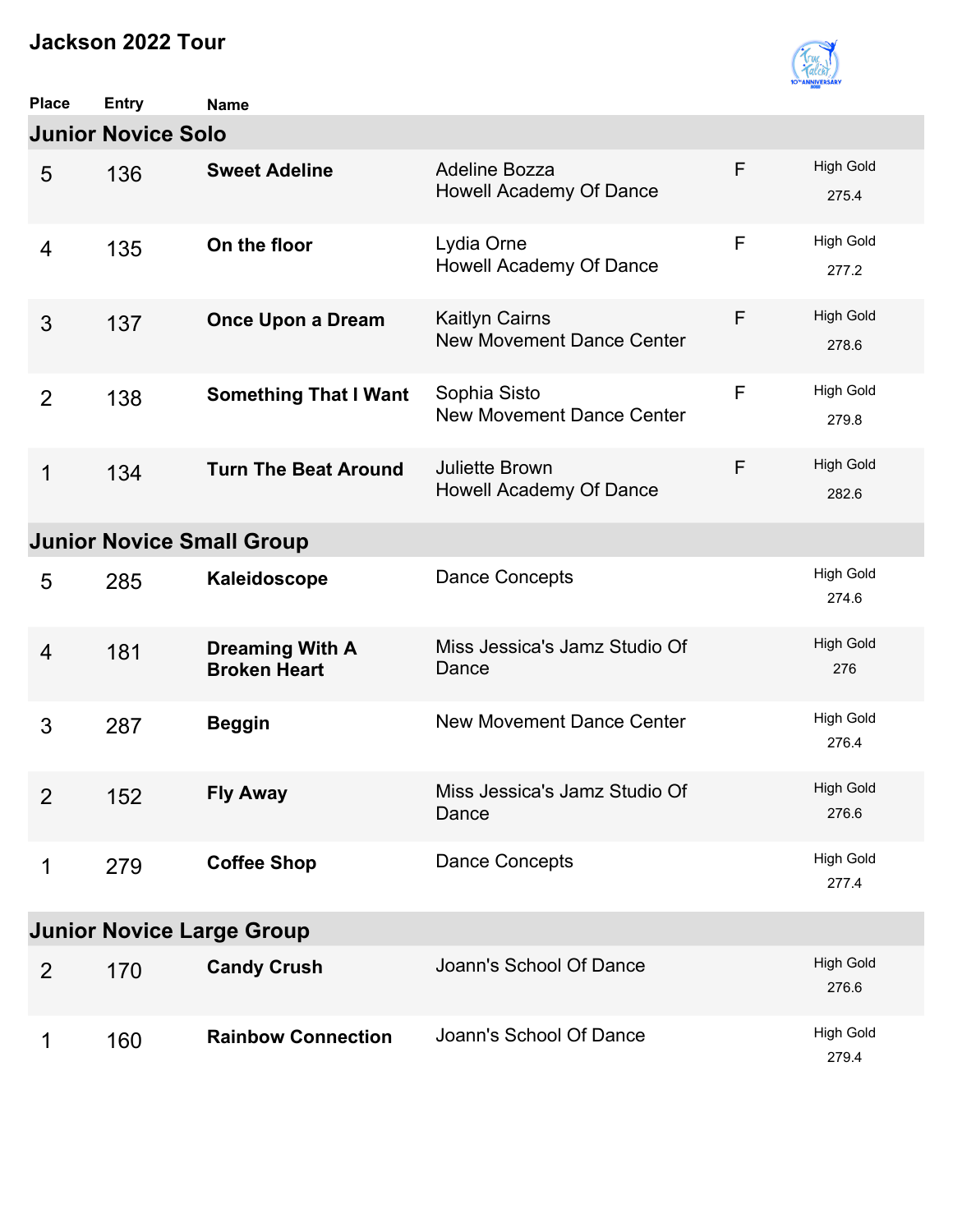# Jackson 2022 Tour

| Place | Entry | Name | | | |
|---|---|---|---|---|---|
| **Junior Novice Solo** | | | | | |
| 5 | 136 | **Sweet Adeline** | Adeline Bozza<br>Howell Academy Of Dance | F | High Gold<br>275.4 |
| 4 | 135 | **On the floor** | Lydia Orne<br>Howell Academy Of Dance | F | High Gold<br>277.2 |
| 3 | 137 | **Once Upon a Dream** | Kaitlyn Cairns<br>New Movement Dance Center | F | High Gold<br>278.6 |
| 2 | 138 | **Something That I Want** | Sophia Sisto<br>New Movement Dance Center | F | High Gold<br>279.8 |
| 1 | 134 | **Turn The Beat Around** | Juliette Brown<br>Howell Academy Of Dance | F | High Gold<br>282.6 |
| **Junior Novice Small Group** | | | | | |
| 5 | 285 | **Kaleidoscope** | Dance Concepts | | High Gold<br>274.6 |
| 4 | 181 | **Dreaming With A Broken Heart** | Miss Jessica's Jamz Studio Of Dance | | High Gold<br>276 |
| 3 | 287 | **Beggin** | New Movement Dance Center | | High Gold<br>276.4 |
| 2 | 152 | **Fly Away** | Miss Jessica's Jamz Studio Of Dance | | High Gold<br>276.6 |
| 1 | 279 | **Coffee Shop** | Dance Concepts | | High Gold<br>277.4 |
| **Junior Novice Large Group** | | | | | |
| 2 | 170 | **Candy Crush** | Joann's School Of Dance | | High Gold<br>276.6 |
| 1 | 160 | **Rainbow Connection** | Joann's School Of Dance | | High Gold<br>279.4 |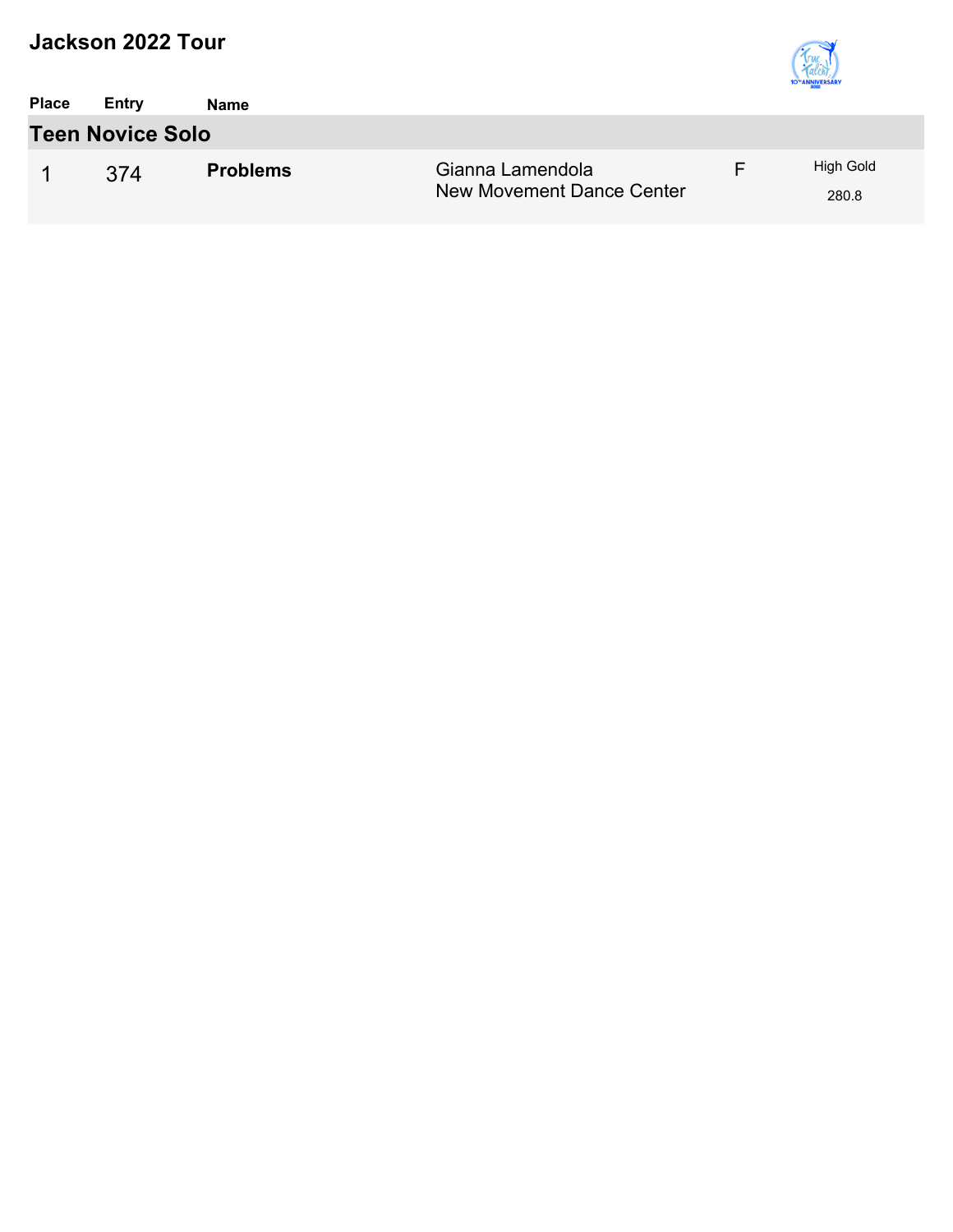# Jackson 2022 Tour

| Place | Entry | Name | | | |
|---|---|---|---|---|---|
| **Teen Novice Solo** | | | | | |
| 1 | 374 | **Problems** | Gianna Lamendola<br>New Movement Dance Center | F | High Gold<br>280.8 |